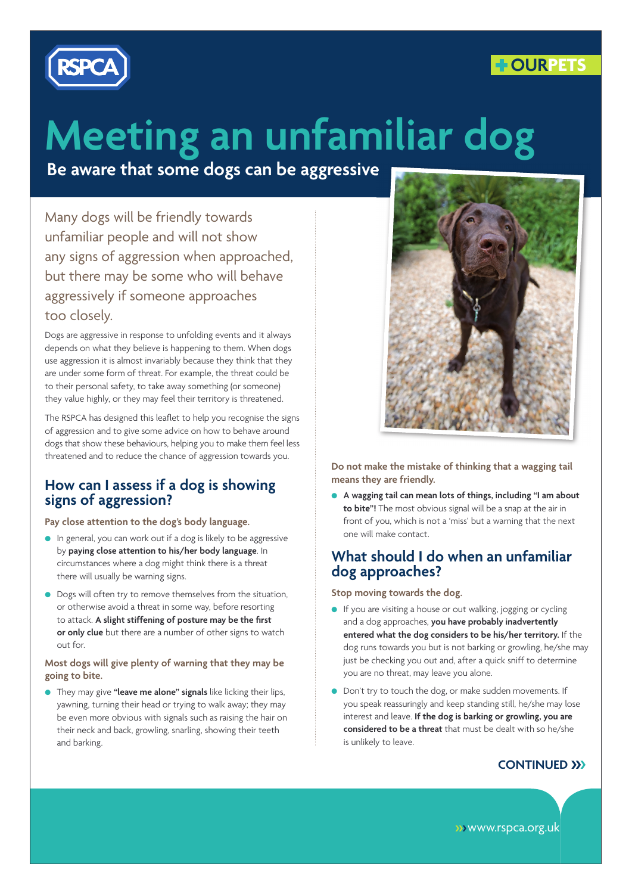RSPCA

+OURPETS

# Meeting an unfamiliar dog

**Be aware that some dogs can be aggressive**

Many dogs will be friendly towards unfamiliar people and will not show any signs of aggression when approached, but there may be some who will behave aggressively if someone approaches too closely.

Dogs are aggressive in response to unfolding events and it always depends on what they believe is happening to them. When dogs use aggression it is almost invariably because they think that they are under some form of threat. For example, the threat could be to their personal safety, to take away something (or someone) they value highly, or they may feel their territory is threatened.

The RSPCA has designed this leaflet to help you recognise the signs of aggression and to give some advice on how to behave around dogs that show these behaviours, helping you to make them feel less threatened and to reduce the chance of aggression towards you.

## How can I assess if a dog is showing signs of aggression?

**Pay close attention to the dog's body language.**

- In general, you can work out if a dog is likely to be aggressive by **paying close attention to his/her body language**. In circumstances where a dog might think there is a threat there will usually be warning signs.
- Dogs will often try to remove themselves from the situation, or otherwise avoid a threat in some way, before resorting to attack. **A slight stiffening of posture may be the first or only clue** but there are a number of other signs to watch out for.

**Most dogs will give plenty of warning that they may be going to bite.**

- They may give **"leave me alone" signals** like licking their lips, yawning, turning their head or trying to walk away; they may be even more obvious with signals such as raising the hair on their neck and back, growling, snarling, showing their teeth and barking.

**Do not make the mistake of thinking that a wagging tail means they are friendly.**

- **A wagging tail can mean lots of things, including "I am about to bite"!** The most obvious signal will be a snap at the air in front of you, which is not a 'miss' but a warning that the next one will make contact.

## What should I do when an unfamiliar dog approaches?

**Stop moving towards the dog.**

- If you are visiting a house or out walking, jogging or cycling and a dog approaches, **you have probably inadvertently entered what the dog considers to be his/her territory.** If the dog runs towards you but is not barking or growling, he/she may just be checking you out and, after a quick sniff to determine you are no threat, may leave you alone.
- Don't try to touch the dog, or make sudden movements. If you speak reassuringly and keep standing still, he/she may lose interest and leave. **If the dog is barking or growling, you are considered to be a threat** that must be dealt with so he/she is unlikely to leave.

**CONTINUED »**

» www.rspca.org.uk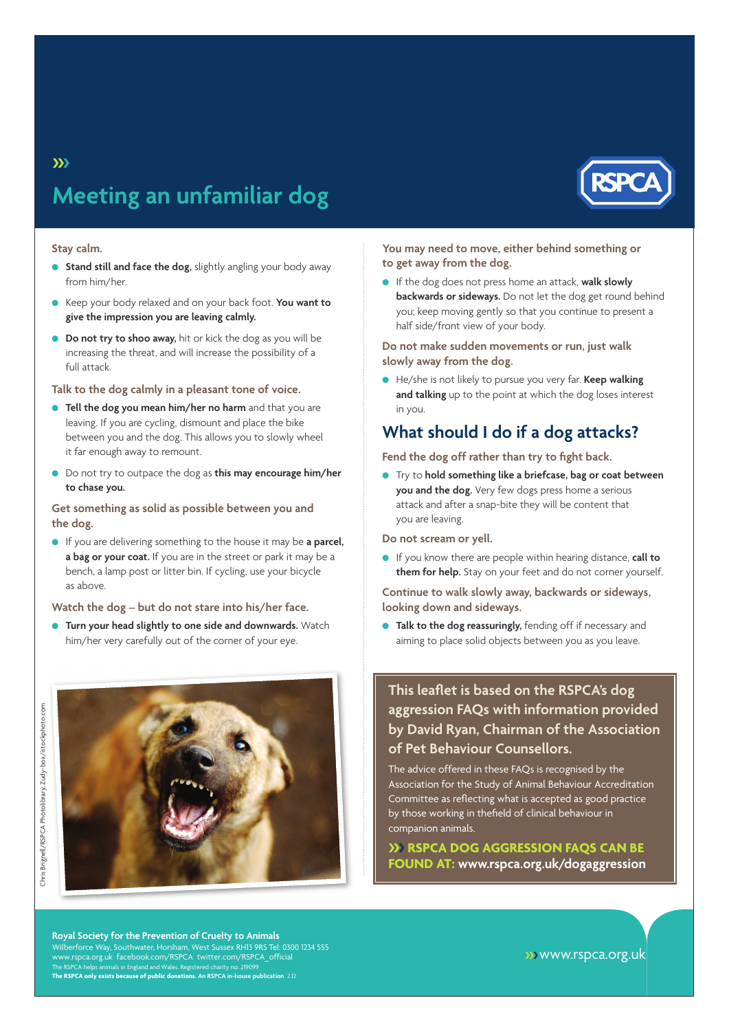# Meeting an unfamiliar dog

### Stay calm.

- **Stand still and face the dog,** slightly angling your body away from him/her.
- Keep your body relaxed and on your back foot. **You want to give the impression you are leaving calmly.**
- **Do not try to shoo away,** hit or kick the dog as you will be increasing the threat, and will increase the possibility of a full attack.

### Talk to the dog calmly in a pleasant tone of voice.

- **Tell the dog you mean him/her no harm** and that you are leaving. If you are cycling, dismount and place the bike between you and the dog. This allows you to slowly wheel it far enough away to remount.
- Do not try to outpace the dog as **this may encourage him/her to chase you.**

### Get something as solid as possible between you and the dog.

- If you are delivering something to the house it may be **a parcel, a bag or your coat.** If you are in the street or park it may be a bench, a lamp post or litter bin. If cycling, use your bicycle as above.

### Watch the dog – but do not stare into his/her face.

- **Turn your head slightly to one side and downwards.** Watch him/her very carefully out of the corner of your eye.

Chris Brignell/RSPCA Photolibrary, Zudy-box/istockphoto.com

### You may need to move, either behind something or to get away from the dog.

- If the dog does not press home an attack, **walk slowly backwards or sideways.** Do not let the dog get round behind you; keep moving gently so that you continue to present a half side/front view of your body.

### Do not make sudden movements or run, just walk slowly away from the dog.

- He/she is not likely to pursue you very far. **Keep walking and talking** up to the point at which the dog loses interest in you.

## What should I do if a dog attacks?

### Fend the dog off rather than try to fight back.

- Try to **hold something like a briefcase, bag or coat between you and the dog.** Very few dogs press home a serious attack and after a snap-bite they will be content that you are leaving.

### Do not scream or yell.

- If you know there are people within hearing distance, **call to them for help.** Stay on your feet and do not corner yourself.

### Continue to walk slowly away, backwards or sideways, looking down and sideways.

- **Talk to the dog reassuringly,** fending off if necessary and aiming to place solid objects between you as you leave.

**This leaflet is based on the RSPCA's dog aggression FAQs with information provided by David Ryan, Chairman of the Association of Pet Behaviour Counsellors.**

The advice offered in these FAQs is recognised by the Association for the Study of Animal Behaviour Accreditation Committee as reflecting what is accepted as good practice by those working in thefield of clinical behaviour in companion animals.

**RSPCA DOG AGGRESSION FAQS CAN BE FOUND AT: www.rspca.org.uk/dogaggression**

**Royal Society for the Prevention of Cruelty to Animals**
Wilberforce Way, Southwater, Horsham, West Sussex RH13 9RS Tel: 0300 1234 555
www.rspca.org.uk facebook.com/RSPCA twitter.com/RSPCA_official
The RSPCA helps animals in England and Wales. Registered charity no: 219099
**The RSPCA only exists because of public donations. An RSPCA in-house publication** 2.12

www.rspca.org.uk